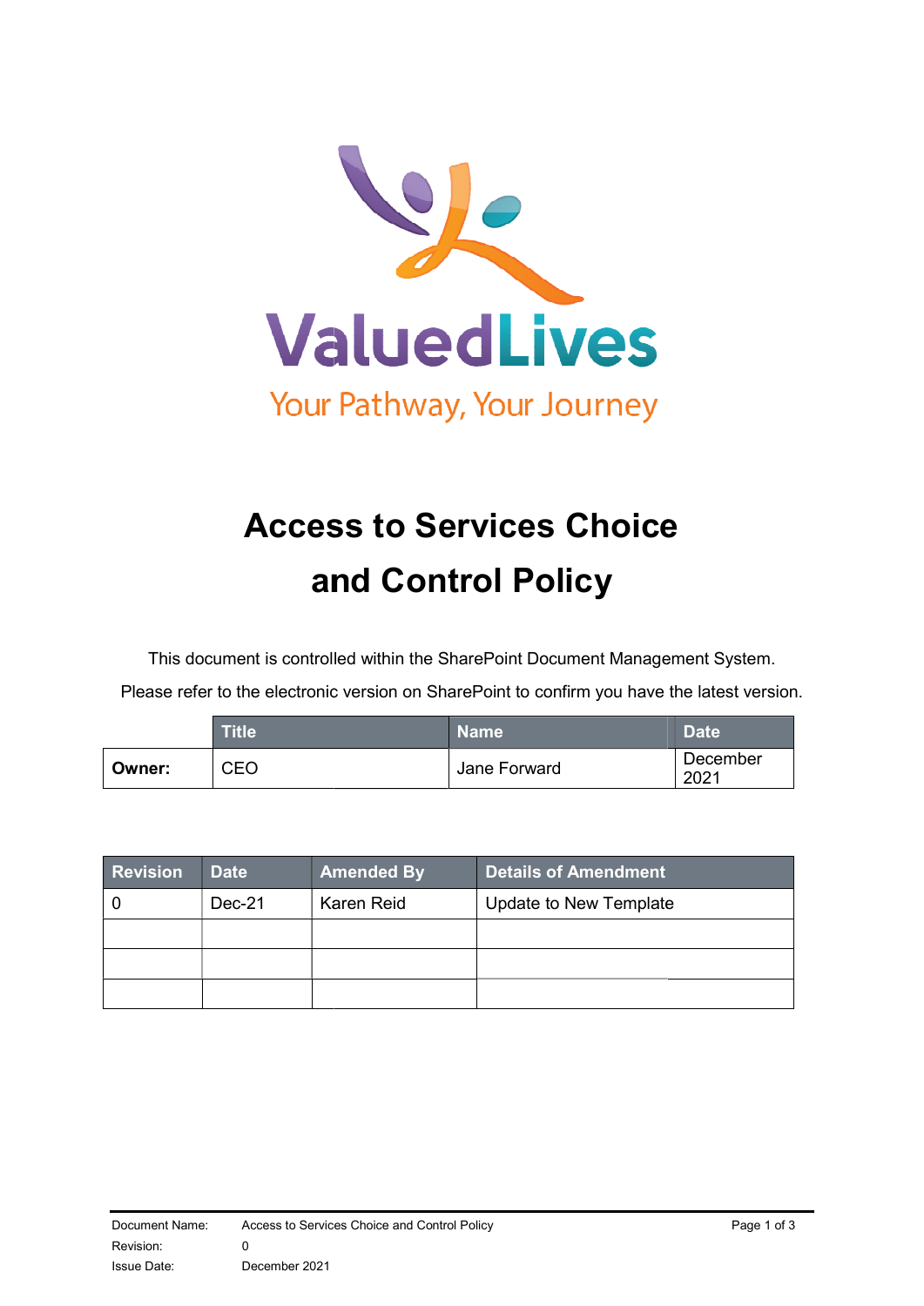ValuedLives

Your Pathway, Your Journey

# Access to Services Choice and Control Policy

This document is controlled within the SharePoint Document Management System.

Please refer to the electronic version on SharePoint to confirm you have the latest version.

| | Title | Name | Date |
|---|---|---|---|
| **Owner:** | CEO | Jane Forward | December 2021 |

| Revision | Date | Amended By | Details of Amendment |
|---|---|---|---|
| 0 | Dec-21 | Karen Reid | Update to New Template |
| | | | |
| | | | |
| | | | |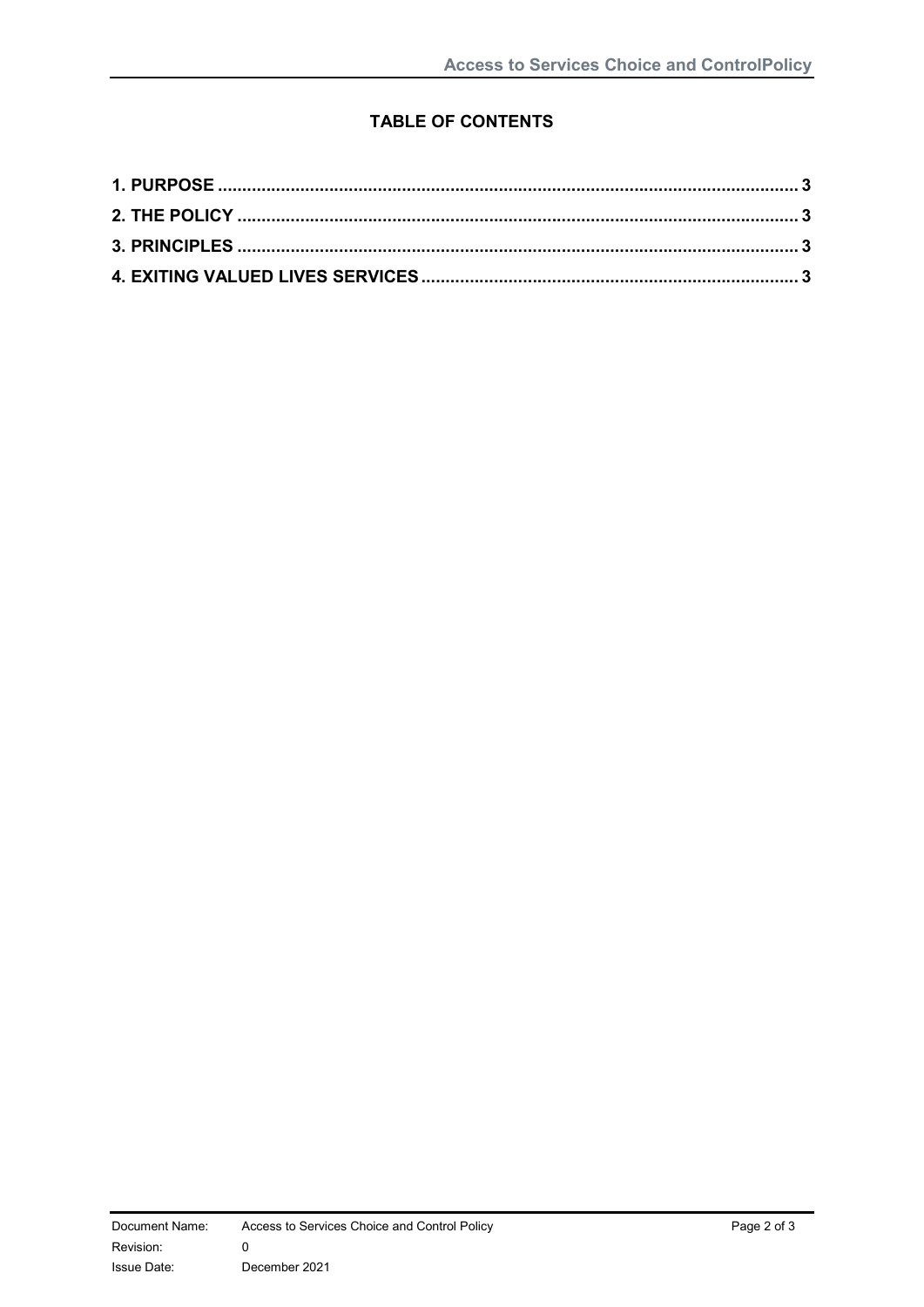## TABLE OF CONTENTS

**1. PURPOSE .......................................................................................................... 3**

**2. THE POLICY ..................................................................................................... 3**

**3. PRINCIPLES ...................................................................................................... 3**

**4. EXITING VALUED LIVES SERVICES ............................................................... 3**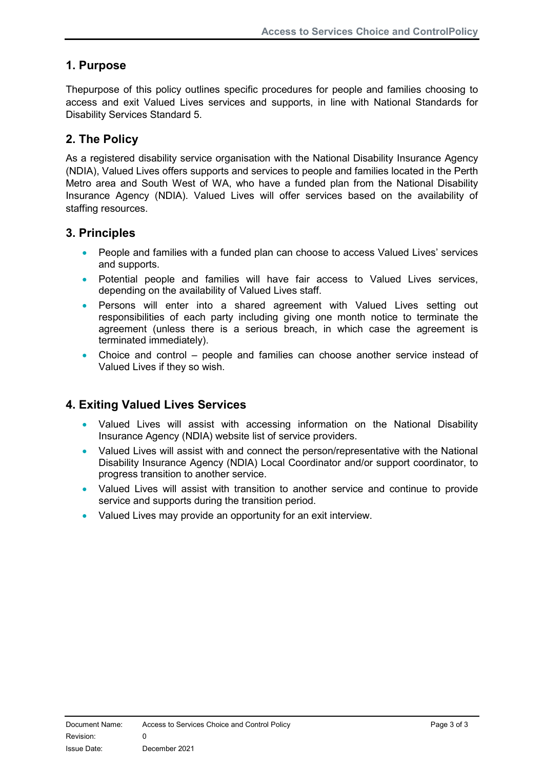## 1. Purpose

Thepurpose of this policy outlines specific procedures for people and families choosing to access and exit Valued Lives services and supports, in line with National Standards for Disability Services Standard 5.

## 2. The Policy

As a registered disability service organisation with the National Disability Insurance Agency (NDIA), Valued Lives offers supports and services to people and families located in the Perth Metro area and South West of WA, who have a funded plan from the National Disability Insurance Agency (NDIA). Valued Lives will offer services based on the availability of staffing resources.

## 3. Principles

- People and families with a funded plan can choose to access Valued Lives' services and supports.
- Potential people and families will have fair access to Valued Lives services, depending on the availability of Valued Lives staff.
- Persons will enter into a shared agreement with Valued Lives setting out responsibilities of each party including giving one month notice to terminate the agreement (unless there is a serious breach, in which case the agreement is terminated immediately).
- Choice and control – people and families can choose another service instead of Valued Lives if they so wish.

## 4. Exiting Valued Lives Services

- Valued Lives will assist with accessing information on the National Disability Insurance Agency (NDIA) website list of service providers.
- Valued Lives will assist with and connect the person/representative with the National Disability Insurance Agency (NDIA) Local Coordinator and/or support coordinator, to progress transition to another service.
- Valued Lives will assist with transition to another service and continue to provide service and supports during the transition period.
- Valued Lives may provide an opportunity for an exit interview.